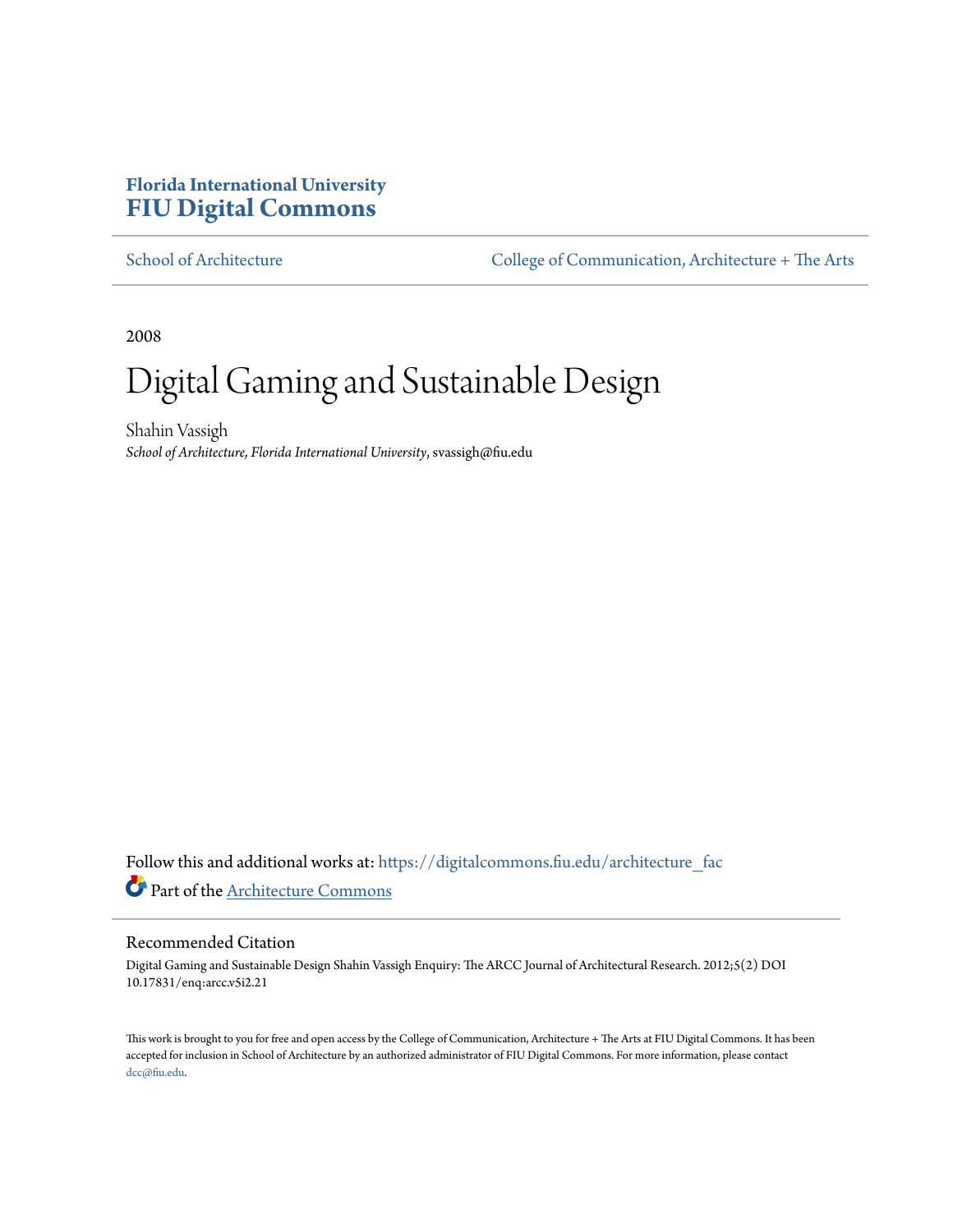**Florida International University**
**FIU Digital Commons**

School of Architecture | College of Communication, Architecture + The Arts

2008

# Digital Gaming and Sustainable Design

Shahin Vassigh
*School of Architecture, Florida International University*, svassigh@fiu.edu

Follow this and additional works at: https://digitalcommons.fiu.edu/architecture_fac

Part of the Architecture Commons

## Recommended Citation

Digital Gaming and Sustainable Design Shahin Vassigh Enquiry: The ARCC Journal of Architectural Research. 2012;5(2) DOI 10.17831/enq:arcc.v5i2.21

This work is brought to you for free and open access by the College of Communication, Architecture + The Arts at FIU Digital Commons. It has been accepted for inclusion in School of Architecture by an authorized administrator of FIU Digital Commons. For more information, please contact dcc@fiu.edu.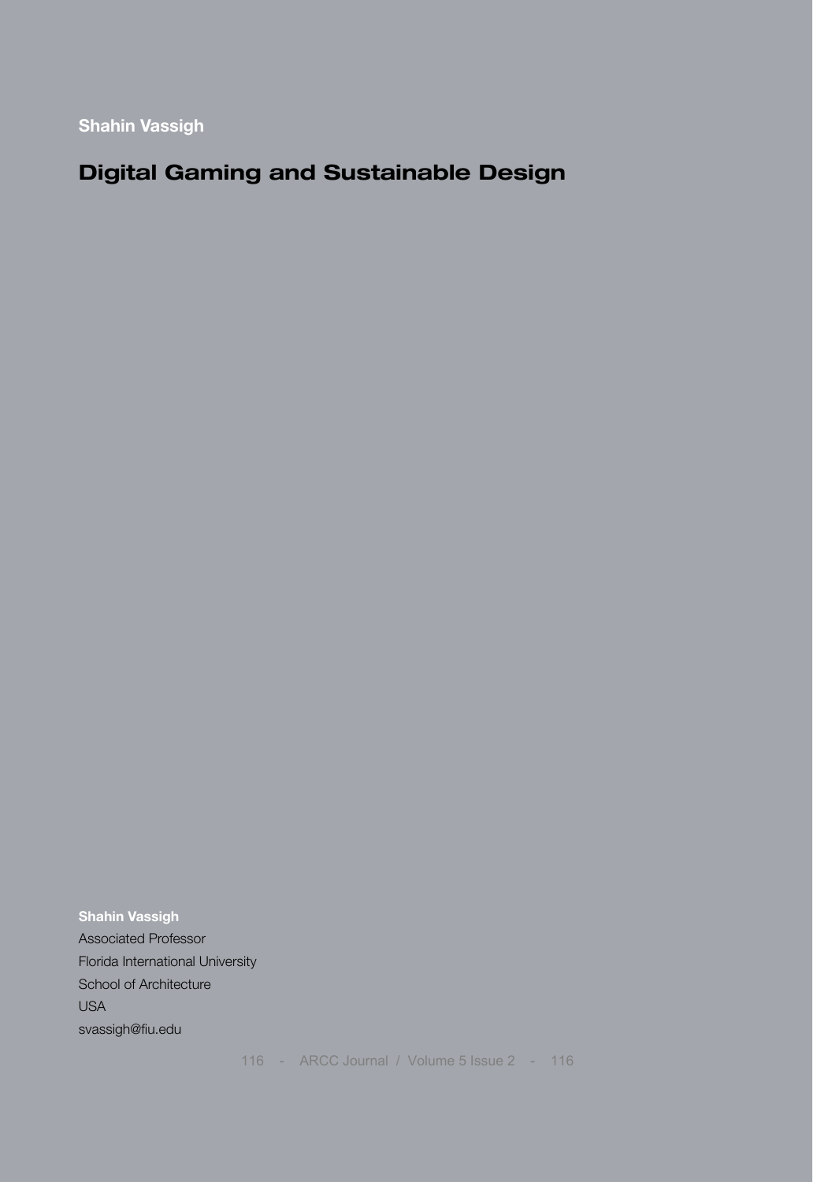**Shahin Vassigh**

# Digital Gaming and Sustainable Design

**Shahin Vassigh**
Associated Professor
Florida International University
School of Architecture
USA
svassigh@fiu.edu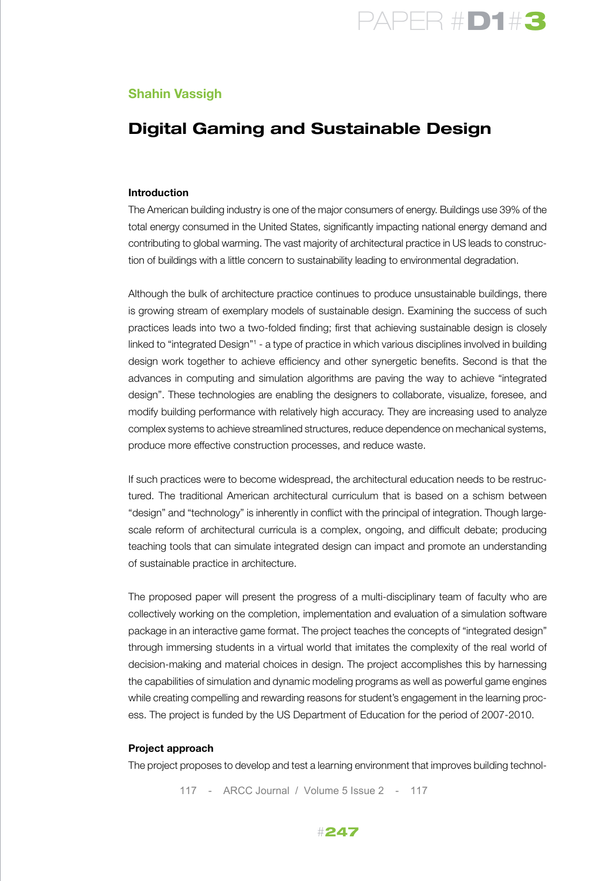**Shahin Vassigh**

# Digital Gaming and Sustainable Design

### Introduction

The American building industry is one of the major consumers of energy. Buildings use 39% of the total energy consumed in the United States, significantly impacting national energy demand and contributing to global warming. The vast majority of architectural practice in US leads to construction of buildings with a little concern to sustainability leading to environmental degradation.

Although the bulk of architecture practice continues to produce unsustainable buildings, there is growing stream of exemplary models of sustainable design. Examining the success of such practices leads into two a two-folded finding; first that achieving sustainable design is closely linked to "integrated Design"[1] - a type of practice in which various disciplines involved in building design work together to achieve efficiency and other synergetic benefits. Second is that the advances in computing and simulation algorithms are paving the way to achieve "integrated design". These technologies are enabling the designers to collaborate, visualize, foresee, and modify building performance with relatively high accuracy. They are increasing used to analyze complex systems to achieve streamlined structures, reduce dependence on mechanical systems, produce more effective construction processes, and reduce waste.

If such practices were to become widespread, the architectural education needs to be restructured. The traditional American architectural curriculum that is based on a schism between "design" and "technology" is inherently in conflict with the principal of integration. Though large-scale reform of architectural curricula is a complex, ongoing, and difficult debate; producing teaching tools that can simulate integrated design can impact and promote an understanding of sustainable practice in architecture.

The proposed paper will present the progress of a multi-disciplinary team of faculty who are collectively working on the completion, implementation and evaluation of a simulation software package in an interactive game format. The project teaches the concepts of "integrated design" through immersing students in a virtual world that imitates the complexity of the real world of decision-making and material choices in design. The project accomplishes this by harnessing the capabilities of simulation and dynamic modeling programs as well as powerful game engines while creating compelling and rewarding reasons for student's engagement in the learning process. The project is funded by the US Department of Education for the period of 2007-2010.

### Project approach

The project proposes to develop and test a learning environment that improves building technol-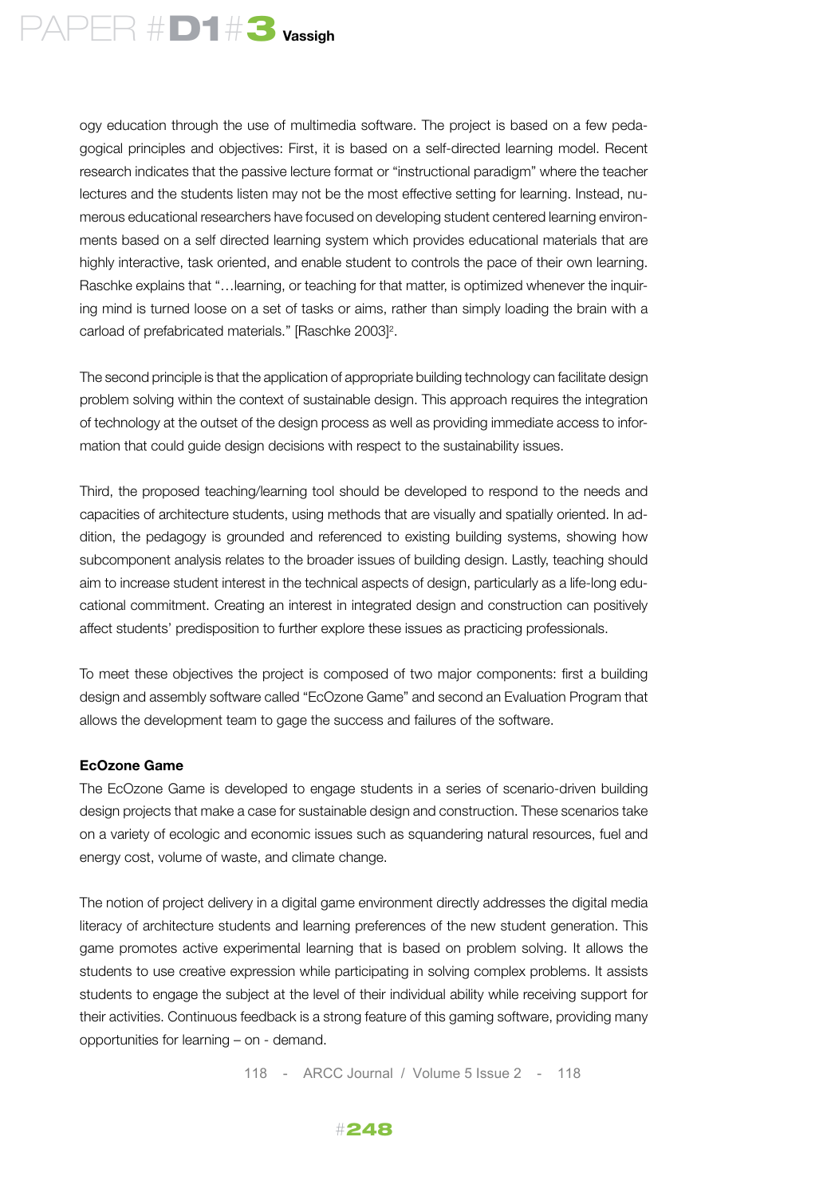ogy education through the use of multimedia software. The project is based on a few pedagogical principles and objectives: First, it is based on a self-directed learning model. Recent research indicates that the passive lecture format or "instructional paradigm" where the teacher lectures and the students listen may not be the most effective setting for learning. Instead, numerous educational researchers have focused on developing student centered learning environments based on a self directed learning system which provides educational materials that are highly interactive, task oriented, and enable student to controls the pace of their own learning. Raschke explains that "…learning, or teaching for that matter, is optimized whenever the inquiring mind is turned loose on a set of tasks or aims, rather than simply loading the brain with a carload of prefabricated materials." [Raschke 2003][2].

The second principle is that the application of appropriate building technology can facilitate design problem solving within the context of sustainable design. This approach requires the integration of technology at the outset of the design process as well as providing immediate access to information that could guide design decisions with respect to the sustainability issues.

Third, the proposed teaching/learning tool should be developed to respond to the needs and capacities of architecture students, using methods that are visually and spatially oriented. In addition, the pedagogy is grounded and referenced to existing building systems, showing how subcomponent analysis relates to the broader issues of building design. Lastly, teaching should aim to increase student interest in the technical aspects of design, particularly as a life-long educational commitment. Creating an interest in integrated design and construction can positively affect students' predisposition to further explore these issues as practicing professionals.

To meet these objectives the project is composed of two major components: first a building design and assembly software called "EcOzone Game" and second an Evaluation Program that allows the development team to gage the success and failures of the software.

**EcOzone Game**

The EcOzone Game is developed to engage students in a series of scenario-driven building design projects that make a case for sustainable design and construction. These scenarios take on a variety of ecologic and economic issues such as squandering natural resources, fuel and energy cost, volume of waste, and climate change.

The notion of project delivery in a digital game environment directly addresses the digital media literacy of architecture students and learning preferences of the new student generation. This game promotes active experimental learning that is based on problem solving. It allows the students to use creative expression while participating in solving complex problems. It assists students to engage the subject at the level of their individual ability while receiving support for their activities. Continuous feedback is a strong feature of this gaming software, providing many opportunities for learning – on - demand.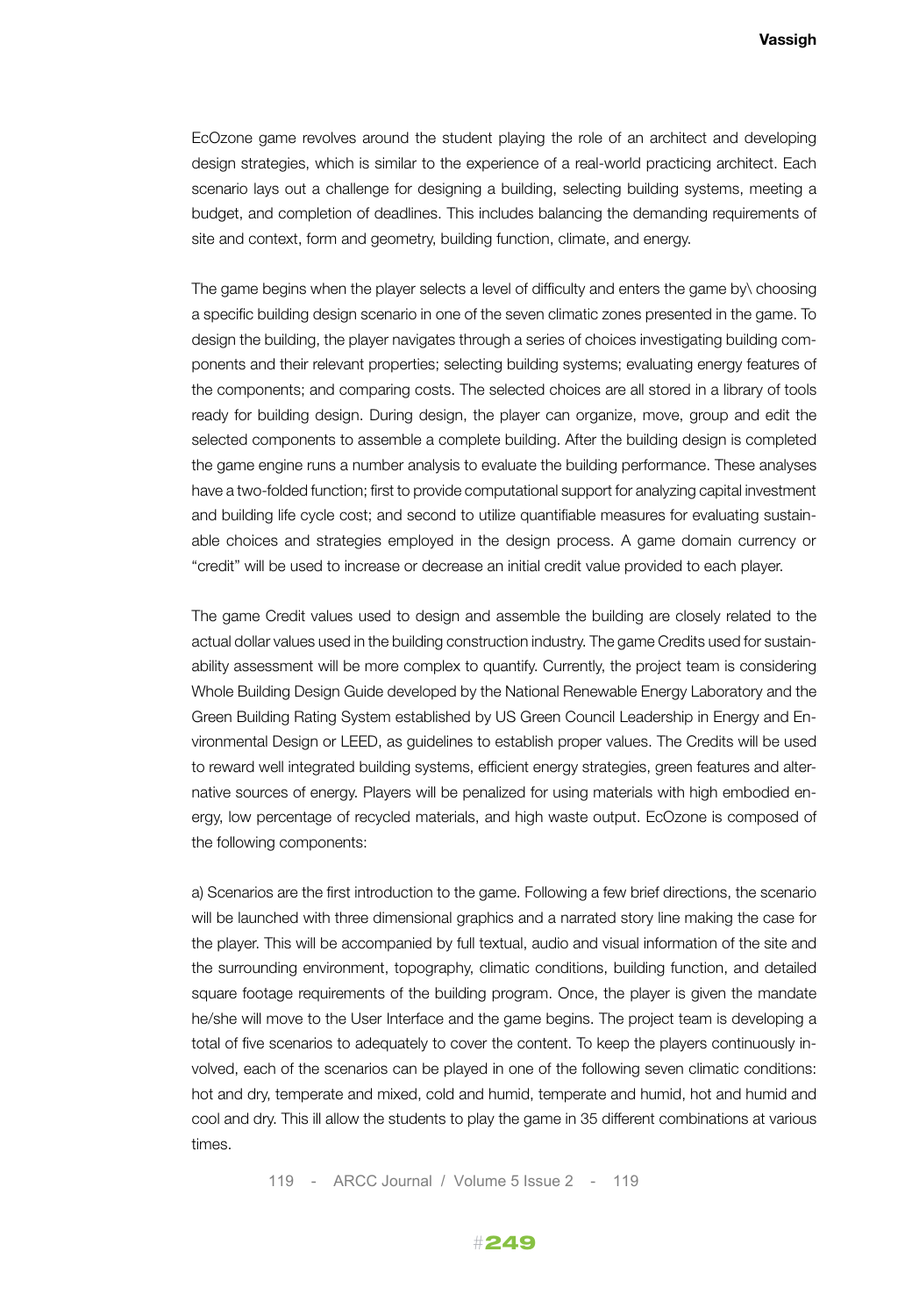EcOzone game revolves around the student playing the role of an architect and developing design strategies, which is similar to the experience of a real-world practicing architect. Each scenario lays out a challenge for designing a building, selecting building systems, meeting a budget, and completion of deadlines. This includes balancing the demanding requirements of site and context, form and geometry, building function, climate, and energy.

The game begins when the player selects a level of difficulty and enters the game by\ choosing a specific building design scenario in one of the seven climatic zones presented in the game. To design the building, the player navigates through a series of choices investigating building components and their relevant properties; selecting building systems; evaluating energy features of the components; and comparing costs. The selected choices are all stored in a library of tools ready for building design. During design, the player can organize, move, group and edit the selected components to assemble a complete building. After the building design is completed the game engine runs a number analysis to evaluate the building performance. These analyses have a two-folded function; first to provide computational support for analyzing capital investment and building life cycle cost; and second to utilize quantifiable measures for evaluating sustainable choices and strategies employed in the design process. A game domain currency or "credit" will be used to increase or decrease an initial credit value provided to each player.

The game Credit values used to design and assemble the building are closely related to the actual dollar values used in the building construction industry. The game Credits used for sustainability assessment will be more complex to quantify. Currently, the project team is considering Whole Building Design Guide developed by the National Renewable Energy Laboratory and the Green Building Rating System established by US Green Council Leadership in Energy and Environmental Design or LEED, as guidelines to establish proper values. The Credits will be used to reward well integrated building systems, efficient energy strategies, green features and alternative sources of energy. Players will be penalized for using materials with high embodied energy, low percentage of recycled materials, and high waste output. EcOzone is composed of the following components:

a) Scenarios are the first introduction to the game. Following a few brief directions, the scenario will be launched with three dimensional graphics and a narrated story line making the case for the player. This will be accompanied by full textual, audio and visual information of the site and the surrounding environment, topography, climatic conditions, building function, and detailed square footage requirements of the building program. Once, the player is given the mandate he/she will move to the User Interface and the game begins. The project team is developing a total of five scenarios to adequately to cover the content. To keep the players continuously involved, each of the scenarios can be played in one of the following seven climatic conditions: hot and dry, temperate and mixed, cold and humid, temperate and humid, hot and humid and cool and dry. This ill allow the students to play the game in 35 different combinations at various times.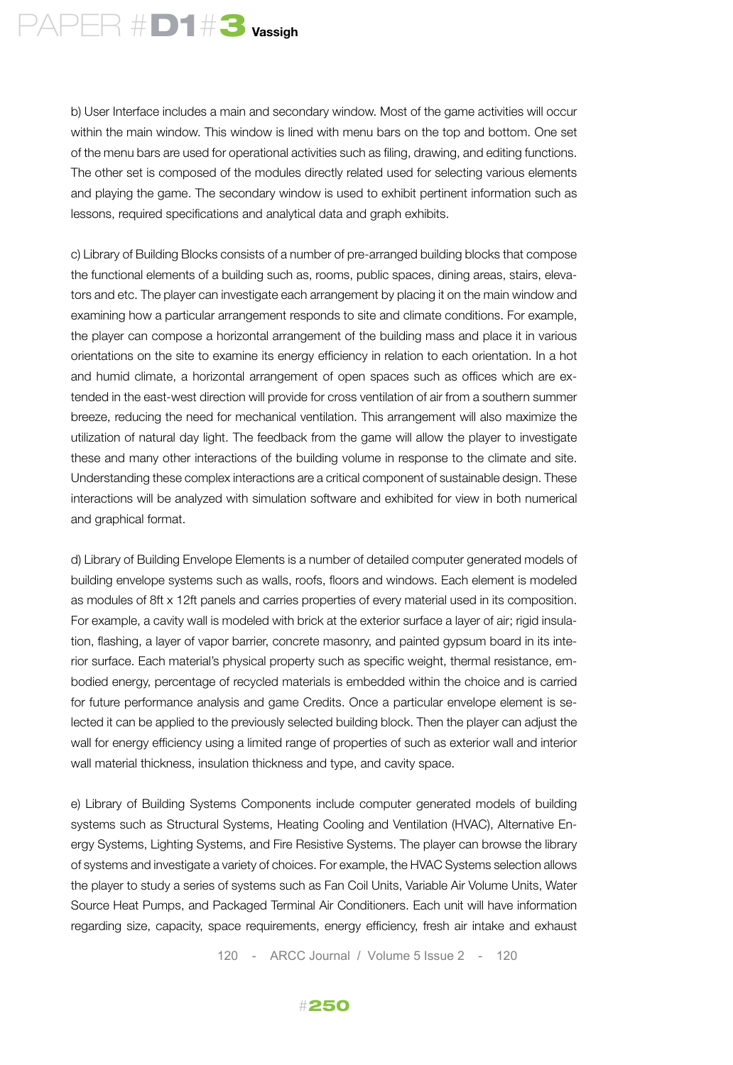b) User Interface includes a main and secondary window. Most of the game activities will occur within the main window. This window is lined with menu bars on the top and bottom. One set of the menu bars are used for operational activities such as filing, drawing, and editing functions. The other set is composed of the modules directly related used for selecting various elements and playing the game. The secondary window is used to exhibit pertinent information such as lessons, required specifications and analytical data and graph exhibits.

c) Library of Building Blocks consists of a number of pre-arranged building blocks that compose the functional elements of a building such as, rooms, public spaces, dining areas, stairs, elevators and etc. The player can investigate each arrangement by placing it on the main window and examining how a particular arrangement responds to site and climate conditions. For example, the player can compose a horizontal arrangement of the building mass and place it in various orientations on the site to examine its energy efficiency in relation to each orientation. In a hot and humid climate, a horizontal arrangement of open spaces such as offices which are extended in the east-west direction will provide for cross ventilation of air from a southern summer breeze, reducing the need for mechanical ventilation. This arrangement will also maximize the utilization of natural day light. The feedback from the game will allow the player to investigate these and many other interactions of the building volume in response to the climate and site. Understanding these complex interactions are a critical component of sustainable design. These interactions will be analyzed with simulation software and exhibited for view in both numerical and graphical format.

d) Library of Building Envelope Elements is a number of detailed computer generated models of building envelope systems such as walls, roofs, floors and windows. Each element is modeled as modules of 8ft x 12ft panels and carries properties of every material used in its composition. For example, a cavity wall is modeled with brick at the exterior surface a layer of air; rigid insulation, flashing, a layer of vapor barrier, concrete masonry, and painted gypsum board in its interior surface. Each material's physical property such as specific weight, thermal resistance, embodied energy, percentage of recycled materials is embedded within the choice and is carried for future performance analysis and game Credits. Once a particular envelope element is selected it can be applied to the previously selected building block. Then the player can adjust the wall for energy efficiency using a limited range of properties of such as exterior wall and interior wall material thickness, insulation thickness and type, and cavity space.

e) Library of Building Systems Components include computer generated models of building systems such as Structural Systems, Heating Cooling and Ventilation (HVAC), Alternative Energy Systems, Lighting Systems, and Fire Resistive Systems. The player can browse the library of systems and investigate a variety of choices. For example, the HVAC Systems selection allows the player to study a series of systems such as Fan Coil Units, Variable Air Volume Units, Water Source Heat Pumps, and Packaged Terminal Air Conditioners. Each unit will have information regarding size, capacity, space requirements, energy efficiency, fresh air intake and exhaust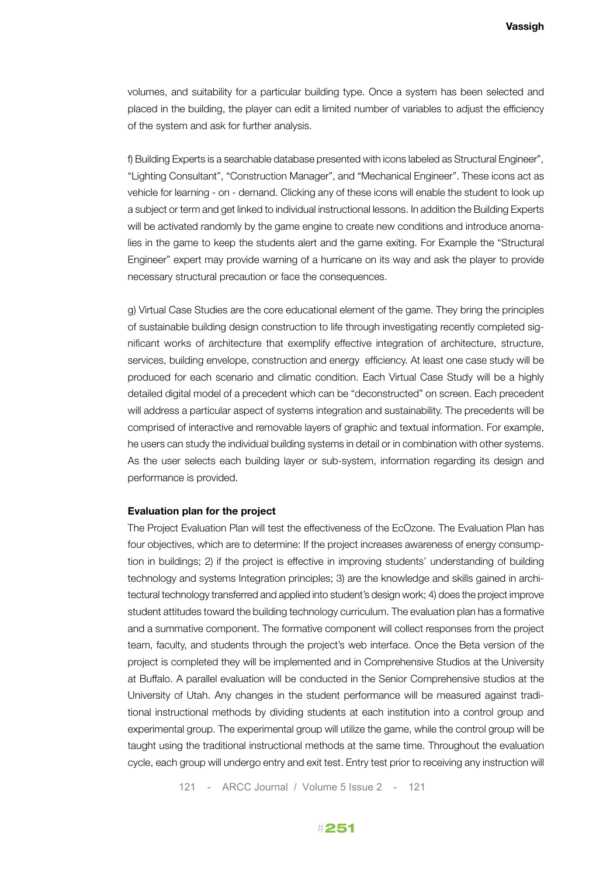volumes, and suitability for a particular building type. Once a system has been selected and placed in the building, the player can edit a limited number of variables to adjust the efficiency of the system and ask for further analysis.

f) Building Experts is a searchable database presented with icons labeled as Structural Engineer", "Lighting Consultant", "Construction Manager", and "Mechanical Engineer". These icons act as vehicle for learning - on - demand. Clicking any of these icons will enable the student to look up a subject or term and get linked to individual instructional lessons. In addition the Building Experts will be activated randomly by the game engine to create new conditions and introduce anomalies in the game to keep the students alert and the game exiting. For Example the "Structural Engineer" expert may provide warning of a hurricane on its way and ask the player to provide necessary structural precaution or face the consequences.

g) Virtual Case Studies are the core educational element of the game. They bring the principles of sustainable building design construction to life through investigating recently completed significant works of architecture that exemplify effective integration of architecture, structure, services, building envelope, construction and energy efficiency. At least one case study will be produced for each scenario and climatic condition. Each Virtual Case Study will be a highly detailed digital model of a precedent which can be "deconstructed" on screen. Each precedent will address a particular aspect of systems integration and sustainability. The precedents will be comprised of interactive and removable layers of graphic and textual information. For example, he users can study the individual building systems in detail or in combination with other systems. As the user selects each building layer or sub-system, information regarding its design and performance is provided.

**Evaluation plan for the project**

The Project Evaluation Plan will test the effectiveness of the EcOzone. The Evaluation Plan has four objectives, which are to determine: If the project increases awareness of energy consumption in buildings; 2) if the project is effective in improving students' understanding of building technology and systems Integration principles; 3) are the knowledge and skills gained in architectural technology transferred and applied into student's design work; 4) does the project improve student attitudes toward the building technology curriculum. The evaluation plan has a formative and a summative component. The formative component will collect responses from the project team, faculty, and students through the project's web interface. Once the Beta version of the project is completed they will be implemented and in Comprehensive Studios at the University at Buffalo. A parallel evaluation will be conducted in the Senior Comprehensive studios at the University of Utah. Any changes in the student performance will be measured against traditional instructional methods by dividing students at each institution into a control group and experimental group. The experimental group will utilize the game, while the control group will be taught using the traditional instructional methods at the same time. Throughout the evaluation cycle, each group will undergo entry and exit test. Entry test prior to receiving any instruction will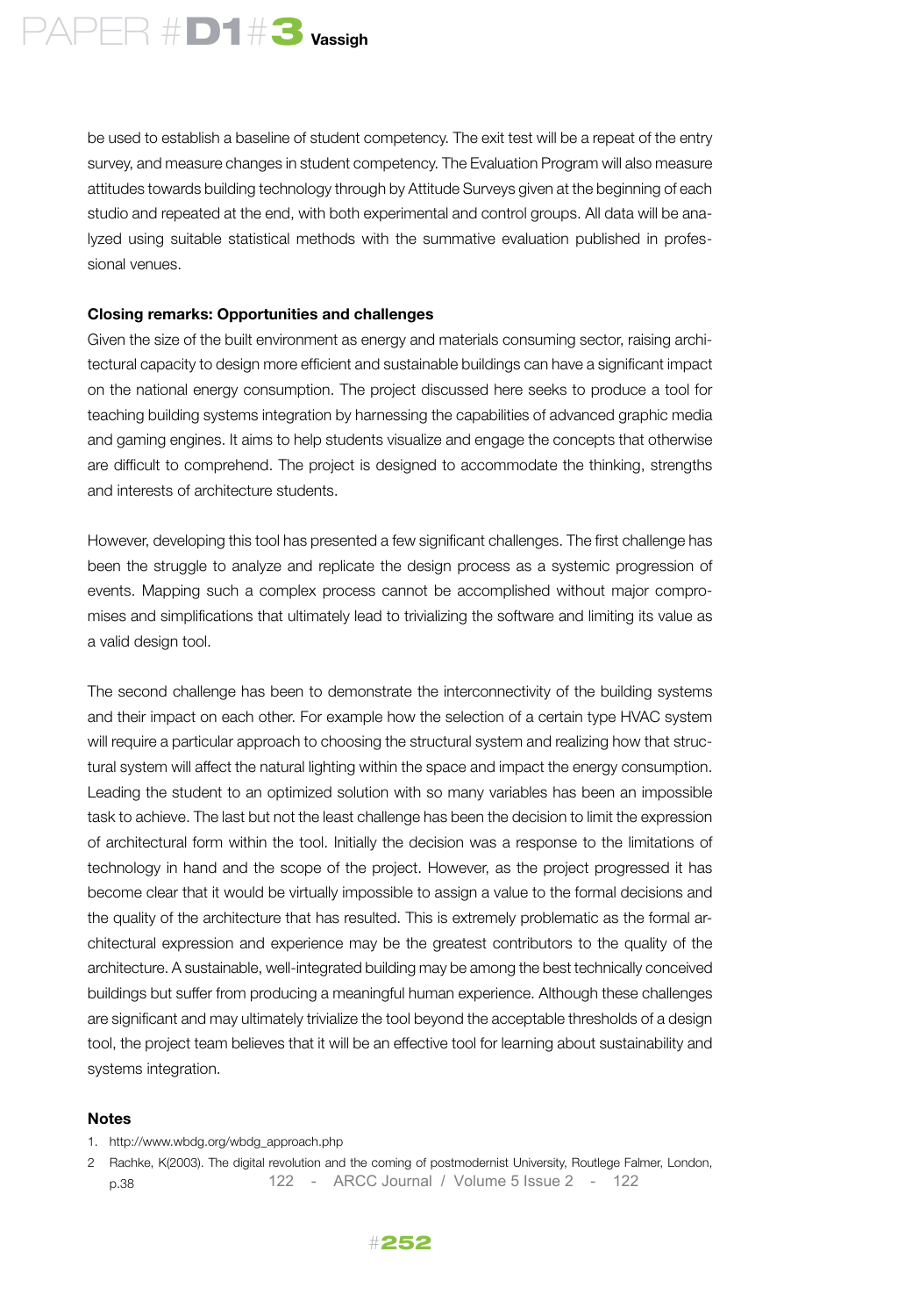be used to establish a baseline of student competency. The exit test will be a repeat of the entry survey, and measure changes in student competency. The Evaluation Program will also measure attitudes towards building technology through by Attitude Surveys given at the beginning of each studio and repeated at the end, with both experimental and control groups. All data will be analyzed using suitable statistical methods with the summative evaluation published in professional venues.

**Closing remarks: Opportunities and challenges**

Given the size of the built environment as energy and materials consuming sector, raising architectural capacity to design more efficient and sustainable buildings can have a significant impact on the national energy consumption. The project discussed here seeks to produce a tool for teaching building systems integration by harnessing the capabilities of advanced graphic media and gaming engines. It aims to help students visualize and engage the concepts that otherwise are difficult to comprehend. The project is designed to accommodate the thinking, strengths and interests of architecture students.

However, developing this tool has presented a few significant challenges. The first challenge has been the struggle to analyze and replicate the design process as a systemic progression of events. Mapping such a complex process cannot be accomplished without major compromises and simplifications that ultimately lead to trivializing the software and limiting its value as a valid design tool.

The second challenge has been to demonstrate the interconnectivity of the building systems and their impact on each other. For example how the selection of a certain type HVAC system will require a particular approach to choosing the structural system and realizing how that structural system will affect the natural lighting within the space and impact the energy consumption. Leading the student to an optimized solution with so many variables has been an impossible task to achieve. The last but not the least challenge has been the decision to limit the expression of architectural form within the tool. Initially the decision was a response to the limitations of technology in hand and the scope of the project. However, as the project progressed it has become clear that it would be virtually impossible to assign a value to the formal decisions and the quality of the architecture that has resulted. This is extremely problematic as the formal architectural expression and experience may be the greatest contributors to the quality of the architecture. A sustainable, well-integrated building may be among the best technically conceived buildings but suffer from producing a meaningful human experience. Although these challenges are significant and may ultimately trivialize the tool beyond the acceptable thresholds of a design tool, the project team believes that it will be an effective tool for learning about sustainability and systems integration.

**Notes**

1. http://www.wbdg.org/wbdg_approach.php
2. Rachke, K(2003). The digital revolution and the coming of postmodernist University, Routlege Falmer, London, p.38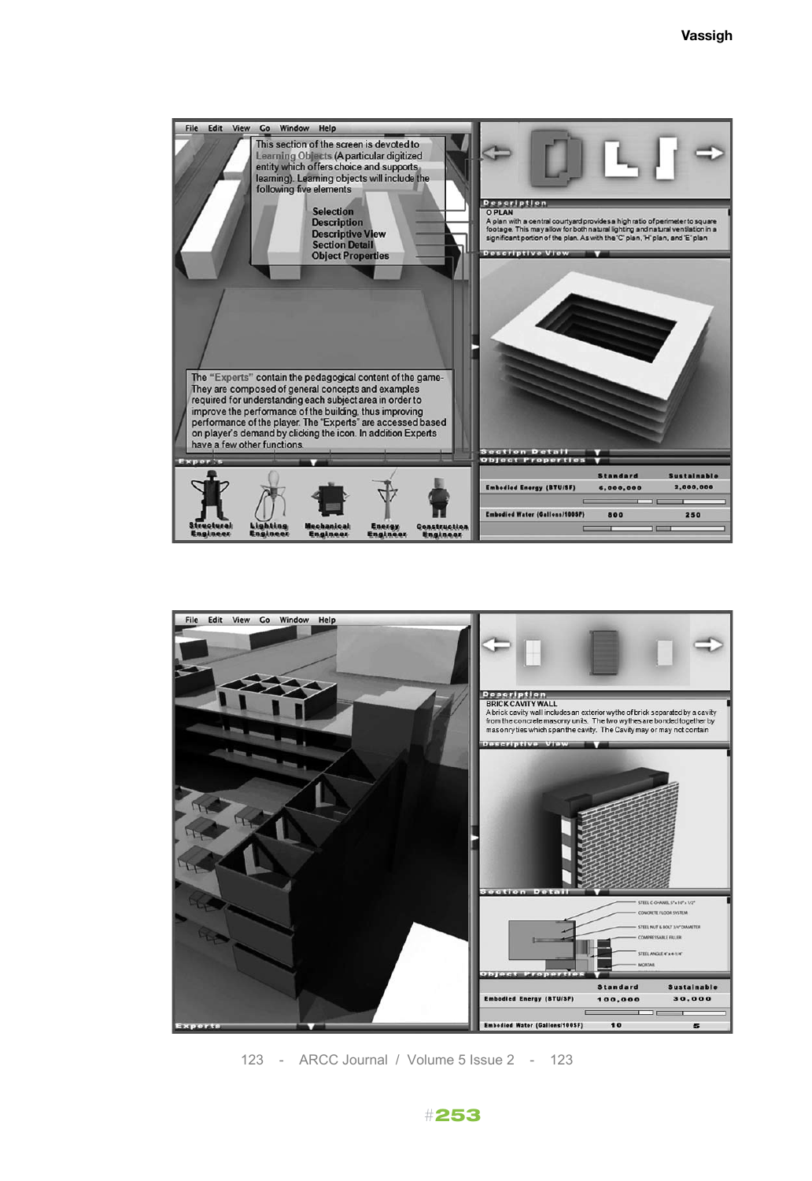File Edit View Go Window Help

This section of the screen is devoted to Learning Objects (A particular digitized entity which offers choice and supports learning). Learning objects will include the following five elements

Selection
Description
Descriptive View
Section Detail
Object Properties

The "Experts" contain the pedagogical content of the game. They are composed of general concepts and examples required for understanding each subject area in order to improve the performance of the building, thus improving performance of the player. The "Experts" are accessed based on player's demand by clicking the icon. In addition Experts have a few other functions.

Experts

Structural Engineer
Lighting Engineer
Mechanical Engineer
Energy Engineer
Construction Engineer

Description

O PLAN
A plan with a central courtyard provides a high ratio of perimeter to square footage. This may allow for both natural lighting and natural ventilation in a significant portion of the plan. As with the 'C' plan, 'H' plan, and 'E' plan

Descriptive View

Section Detail

Object Properties

| | Standard | Sustainable |
|---|---|---|
| Embodied Energy (BTU/SF) | 6,000,000 | 2,000,000 |
| Embodied Water (Gallons/100SF) | 800 | 250 |

File Edit View Go Window Help

Experts

Description

BRICK CAVITY WALL
A brick cavity wall includes an exterior wythe of brick separated by a cavity from the concrete masonry units. The two wythes are bonded together by masonry ties which span the cavity. The Cavity may or may not contain

Descriptive View

Section Detail

STEEL C-CHANEL 5"x 10"x 1/2"
CONCRETE FLOOR SYSTEM
STEEL NUT & BOLT 3/4" DIAMETER
COMPRESSABLE FILLER
STEEL ANGLE 4"x 4-1/4"
MORTAR

Object Properties

| | Standard | Sustainable |
|---|---|---|
| Embodied Energy (BTU/SF) | 100,000 | 30,000 |
| Embodied Water (Gallons/100SF) | 10 | 5 |